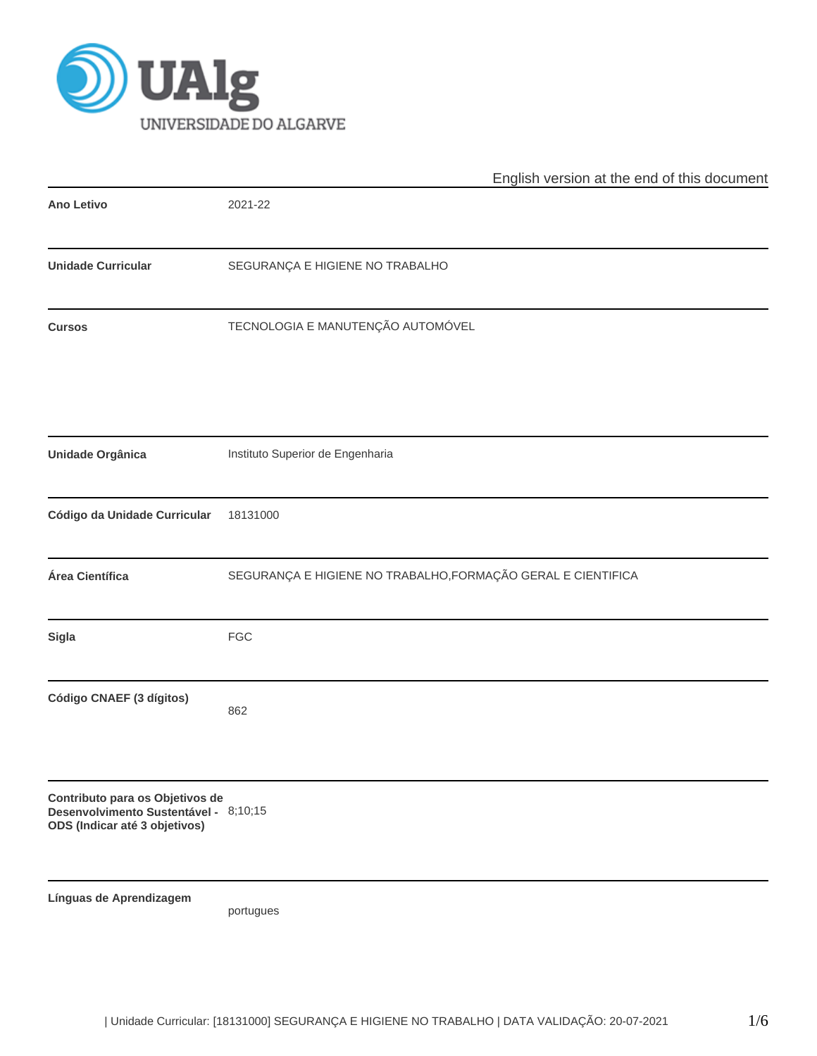English version at the end of this document

| | |
|---|---|
| **Ano Letivo** | 2021-22 |
| **Unidade Curricular** | SEGURANÇA E HIGIENE NO TRABALHO |
| **Cursos** | TECNOLOGIA E MANUTENÇÃO AUTOMÓVEL |
| **Unidade Orgânica** | Instituto Superior de Engenharia |
| **Código da Unidade Curricular** | 18131000 |
| **Área Científica** | SEGURANÇA E HIGIENE NO TRABALHO,FORMAÇÃO GERAL E CIENTIFICA |
| **Sigla** | FGC |
| **Código CNAEF (3 dígitos)** | 862 |
| **Contributo para os Objetivos de Desenvolvimento Sustentável - ODS (Indicar até 3 objetivos)** | 8;10;15 |
| **Línguas de Aprendizagem** | portugues |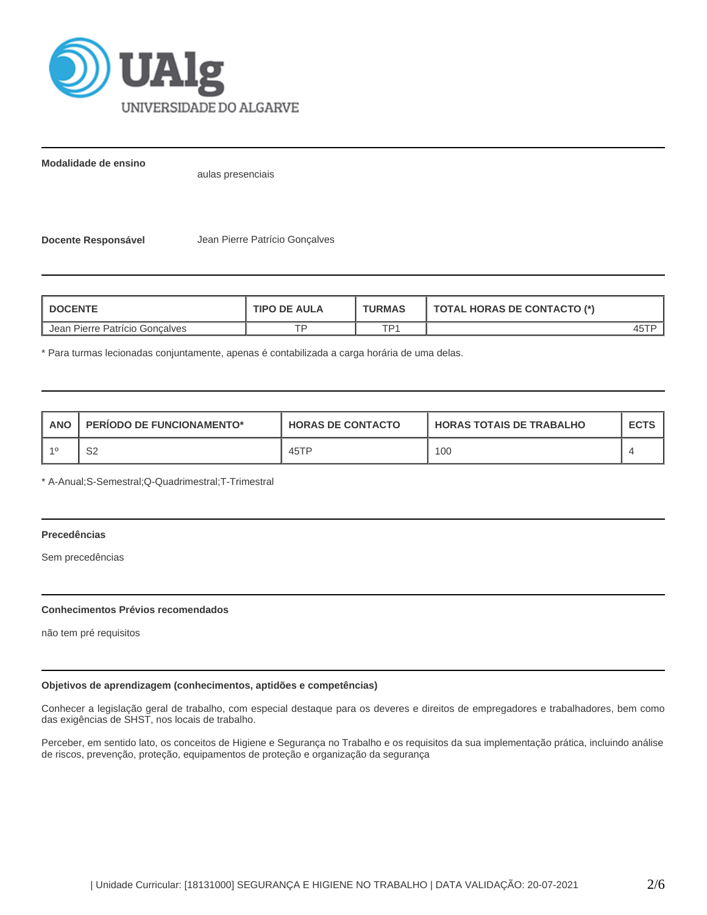**Modalidade de ensino**

aulas presenciais

**Docente Responsável**

Jean Pierre Patrício Gonçalves

| DOCENTE | TIPO DE AULA | TURMAS | TOTAL HORAS DE CONTACTO (*) |
|---|---|---|---|
| Jean Pierre Patrício Gonçalves | TP | TP1 | 45TP |

* Para turmas lecionadas conjuntamente, apenas é contabilizada a carga horária de uma delas.

| ANO | PERÍODO DE FUNCIONAMENTO* | HORAS DE CONTACTO | HORAS TOTAIS DE TRABALHO | ECTS |
|---|---|---|---|---|
| 1º | S2 | 45TP | 100 | 4 |

* A-Anual;S-Semestral;Q-Quadrimestral;T-Trimestral

**Precedências**

Sem precedências

**Conhecimentos Prévios recomendados**

não tem pré requisitos

**Objetivos de aprendizagem (conhecimentos, aptidões e competências)**

Conhecer a legislação geral de trabalho, com especial destaque para os deveres e direitos de empregadores e trabalhadores, bem como das exigências de SHST, nos locais de trabalho.

Perceber, em sentido lato, os conceitos de Higiene e Segurança no Trabalho e os requisitos da sua implementação prática, incluindo análise de riscos, prevenção, proteção, equipamentos de proteção e organização da segurança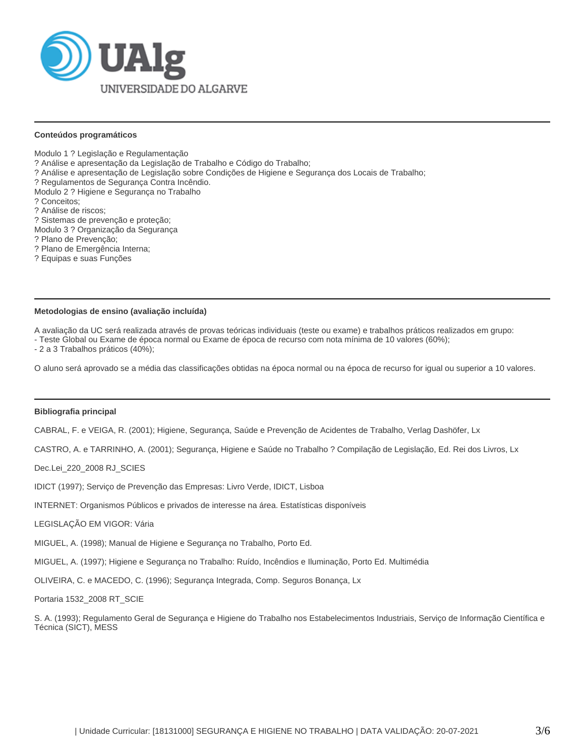**Conteúdos programáticos**

Modulo 1 ? Legislação e Regulamentação
? Análise e apresentação da Legislação de Trabalho e Código do Trabalho;
? Análise e apresentação de Legislação sobre Condições de Higiene e Segurança dos Locais de Trabalho;
? Regulamentos de Segurança Contra Incêndio.
Modulo 2 ? Higiene e Segurança no Trabalho
? Conceitos;
? Análise de riscos;
? Sistemas de prevenção e proteção;
Modulo 3 ? Organização da Segurança
? Plano de Prevenção;
? Plano de Emergência Interna;
? Equipas e suas Funções

**Metodologias de ensino (avaliação incluída)**

A avaliação da UC será realizada através de provas teóricas individuais (teste ou exame) e trabalhos práticos realizados em grupo:
- Teste Global ou Exame de época normal ou Exame de época de recurso com nota mínima de 10 valores (60%);
- 2 a 3 Trabalhos práticos (40%);

O aluno será aprovado se a média das classificações obtidas na época normal ou na época de recurso for igual ou superior a 10 valores.

**Bibliografia principal**

CABRAL, F. e VEIGA, R. (2001); Higiene, Segurança, Saúde e Prevenção de Acidentes de Trabalho, Verlag Dashöfer, Lx

CASTRO, A. e TARRINHO, A. (2001); Segurança, Higiene e Saúde no Trabalho ? Compilação de Legislação, Ed. Rei dos Livros, Lx

Dec.Lei_220_2008 RJ_SCIES

IDICT (1997); Serviço de Prevenção das Empresas: Livro Verde, IDICT, Lisboa

INTERNET: Organismos Públicos e privados de interesse na área. Estatísticas disponíveis

LEGISLAÇÃO EM VIGOR: Vária

MIGUEL, A. (1998); Manual de Higiene e Segurança no Trabalho, Porto Ed.

MIGUEL, A. (1997); Higiene e Segurança no Trabalho: Ruído, Incêndios e Iluminação, Porto Ed. Multimédia

OLIVEIRA, C. e MACEDO, C. (1996); Segurança Integrada, Comp. Seguros Bonança, Lx

Portaria 1532_2008 RT_SCIE

S. A. (1993); Regulamento Geral de Segurança e Higiene do Trabalho nos Estabelecimentos Industriais, Serviço de Informação Científica e Técnica (SICT), MESS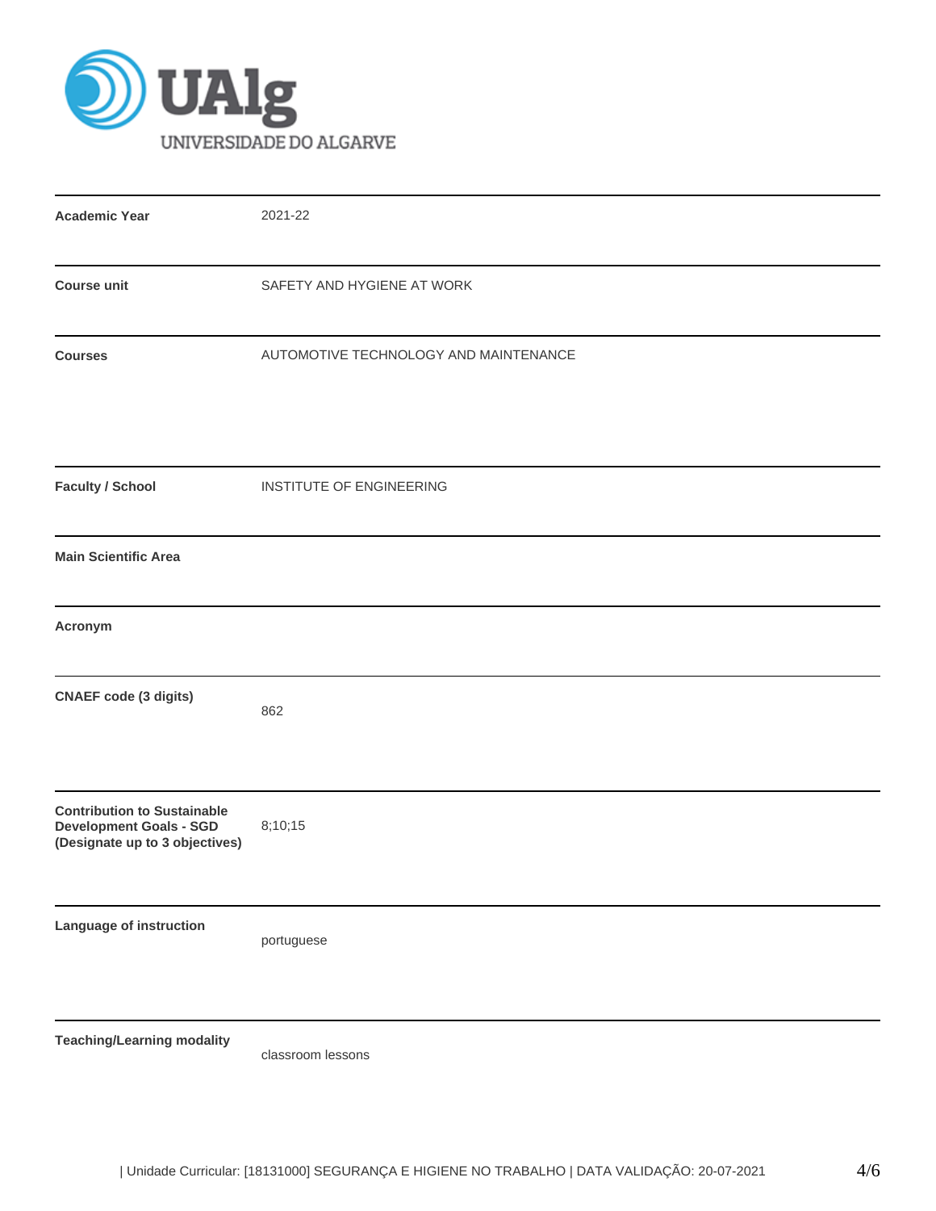| | |
|---|---|
| **Academic Year** | 2021-22 |
| **Course unit** | SAFETY AND HYGIENE AT WORK |
| **Courses** | AUTOMOTIVE TECHNOLOGY AND MAINTENANCE |
| **Faculty / School** | INSTITUTE OF ENGINEERING |
| **Main Scientific Area** | |
| **Acronym** | |
| **CNAEF code (3 digits)** | 862 |
| **Contribution to Sustainable Development Goals - SGD (Designate up to 3 objectives)** | 8;10;15 |
| **Language of instruction** | portuguese |
| **Teaching/Learning modality** | classroom lessons |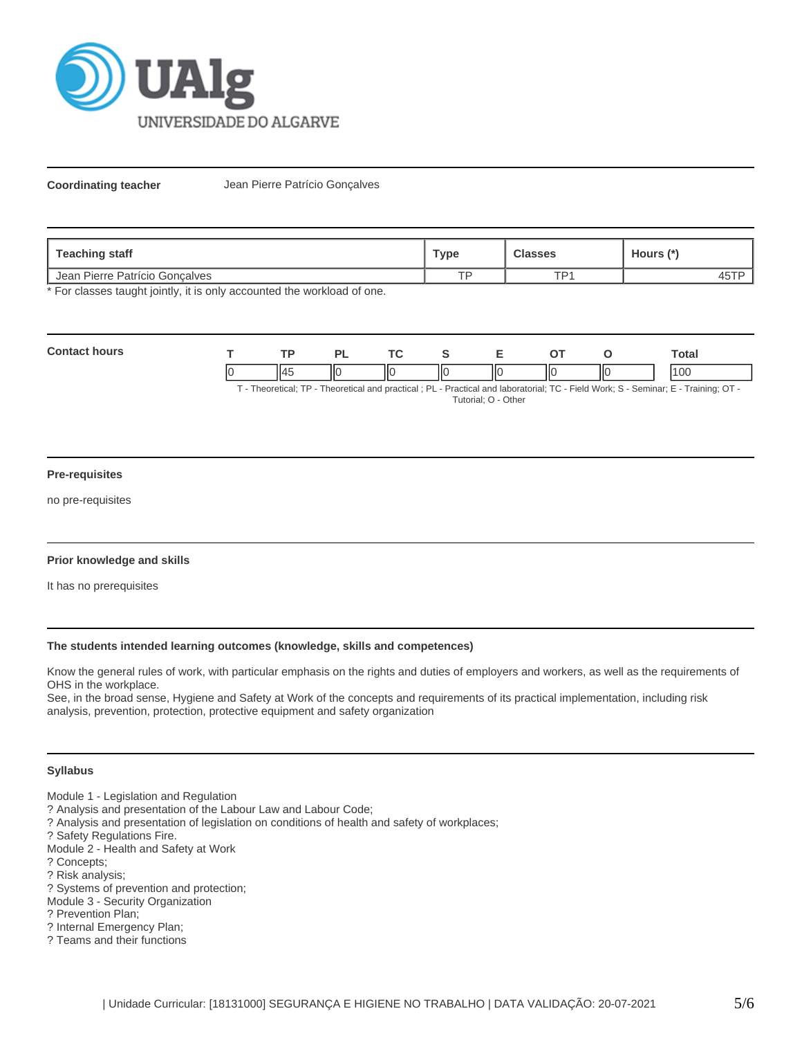**Coordinating teacher** Jean Pierre Patrício Gonçalves

| Teaching staff | Type | Classes | Hours (*) |
|---|---|---|---|
| Jean Pierre Patrício Gonçalves | TP | TP1 | 45TP |

* For classes taught jointly, it is only accounted the workload of one.

**Contact hours**

| T | TP | PL | TC | S | E | OT | O | Total |
|---|---|---|---|---|---|---|---|---|
| 0 | 45 | 0 | 0 | 0 | 0 | 0 | 0 | 100 |

T - Theoretical; TP - Theoretical and practical ; PL - Practical and laboratorial; TC - Field Work; S - Seminar; E - Training; OT - Tutorial; O - Other

#### Pre-requisites

no pre-requisites

#### Prior knowledge and skills

It has no prerequisites

#### The students intended learning outcomes (knowledge, skills and competences)

Know the general rules of work, with particular emphasis on the rights and duties of employers and workers, as well as the requirements of OHS in the workplace.
See, in the broad sense, Hygiene and Safety at Work of the concepts and requirements of its practical implementation, including risk analysis, prevention, protection, protective equipment and safety organization

#### Syllabus

Module 1 - Legislation and Regulation
? Analysis and presentation of the Labour Law and Labour Code;
? Analysis and presentation of legislation on conditions of health and safety of workplaces;
? Safety Regulations Fire.
Module 2 - Health and Safety at Work
? Concepts;
? Risk analysis;
? Systems of prevention and protection;
Module 3 - Security Organization
? Prevention Plan;
? Internal Emergency Plan;
? Teams and their functions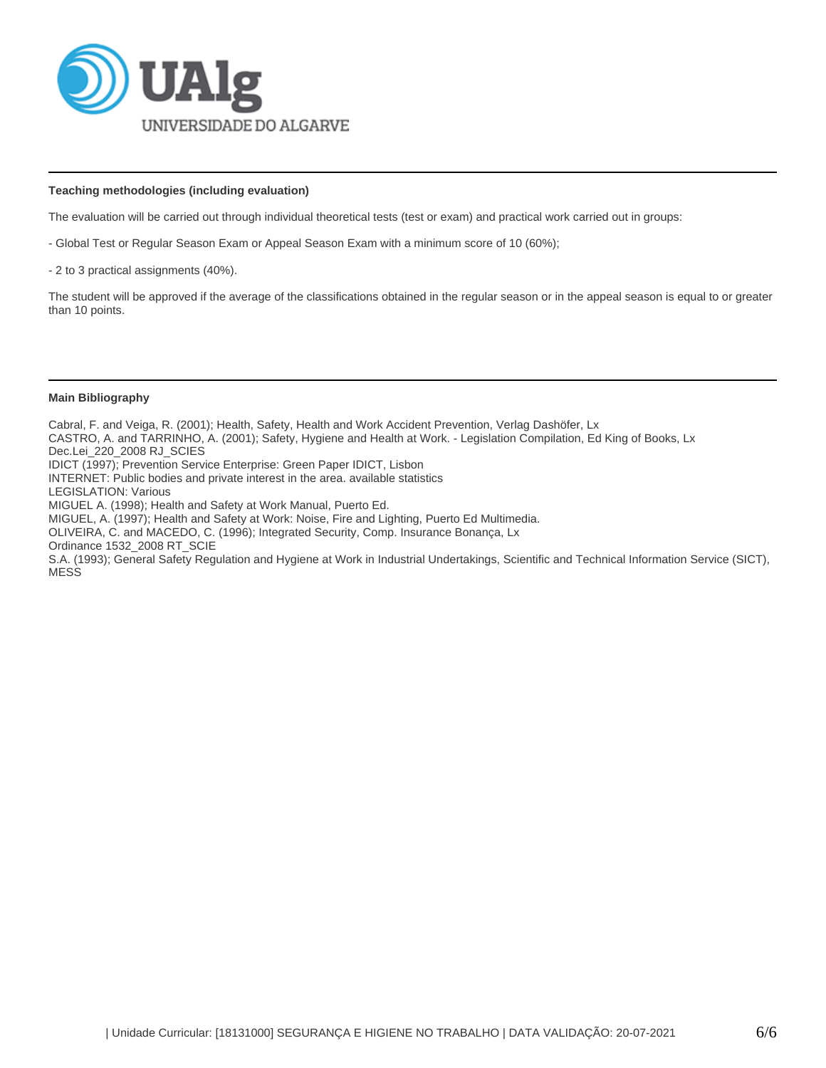### Teaching methodologies (including evaluation)

The evaluation will be carried out through individual theoretical tests (test or exam) and practical work carried out in groups:

- Global Test or Regular Season Exam or Appeal Season Exam with a minimum score of 10 (60%);

- 2 to 3 practical assignments (40%).

The student will be approved if the average of the classifications obtained in the regular season or in the appeal season is equal to or greater than 10 points.

### Main Bibliography

Cabral, F. and Veiga, R. (2001); Health, Safety, Health and Work Accident Prevention, Verlag Dashöfer, Lx
CASTRO, A. and TARRINHO, A. (2001); Safety, Hygiene and Health at Work. - Legislation Compilation, Ed King of Books, Lx
Dec.Lei_220_2008 RJ_SCIES
IDICT (1997); Prevention Service Enterprise: Green Paper IDICT, Lisbon
INTERNET: Public bodies and private interest in the area. available statistics
LEGISLATION: Various
MIGUEL A. (1998); Health and Safety at Work Manual, Puerto Ed.
MIGUEL, A. (1997); Health and Safety at Work: Noise, Fire and Lighting, Puerto Ed Multimedia.
OLIVEIRA, C. and MACEDO, C. (1996); Integrated Security, Comp. Insurance Bonança, Lx
Ordinance 1532_2008 RT_SCIE
S.A. (1993); General Safety Regulation and Hygiene at Work in Industrial Undertakings, Scientific and Technical Information Service (SICT), MESS